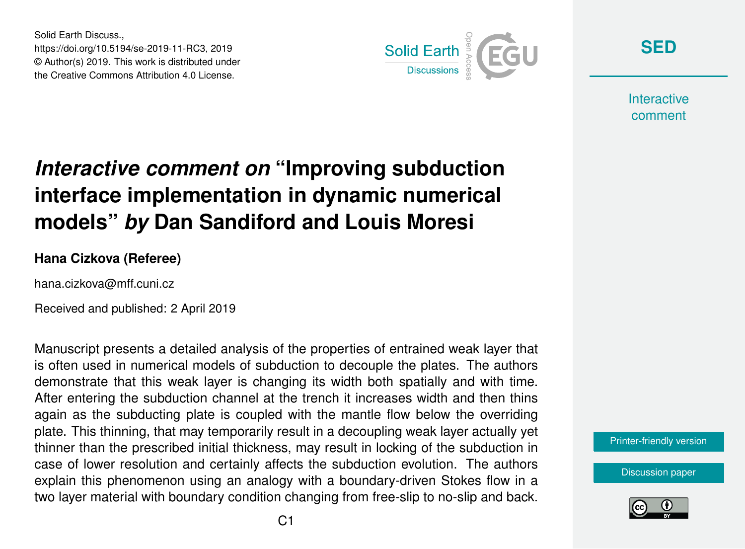Solid Earth Discuss.,
https://doi.org/10.5194/se-2019-11-RC3, 2019
© Author(s) 2019. This work is distributed under
the Creative Commons Attribution 4.0 License.

# *Interactive comment on* "Improving subduction interface implementation in dynamic numerical models" *by* Dan Sandiford and Louis Moresi

**Hana Cizkova (Referee)**

hana.cizkova@mff.cuni.cz

Received and published: 2 April 2019

Manuscript presents a detailed analysis of the properties of entrained weak layer that is often used in numerical models of subduction to decouple the plates. The authors demonstrate that this weak layer is changing its width both spatially and with time. After entering the subduction channel at the trench it increases width and then thins again as the subducting plate is coupled with the mantle flow below the overriding plate. This thinning, that may temporarily result in a decoupling weak layer actually yet thinner than the prescribed initial thickness, may result in locking of the subduction in case of lower resolution and certainly affects the subduction evolution. The authors explain this phenomenon using an analogy with a boundary-driven Stokes flow in a two layer material with boundary condition changing from free-slip to no-slip and back.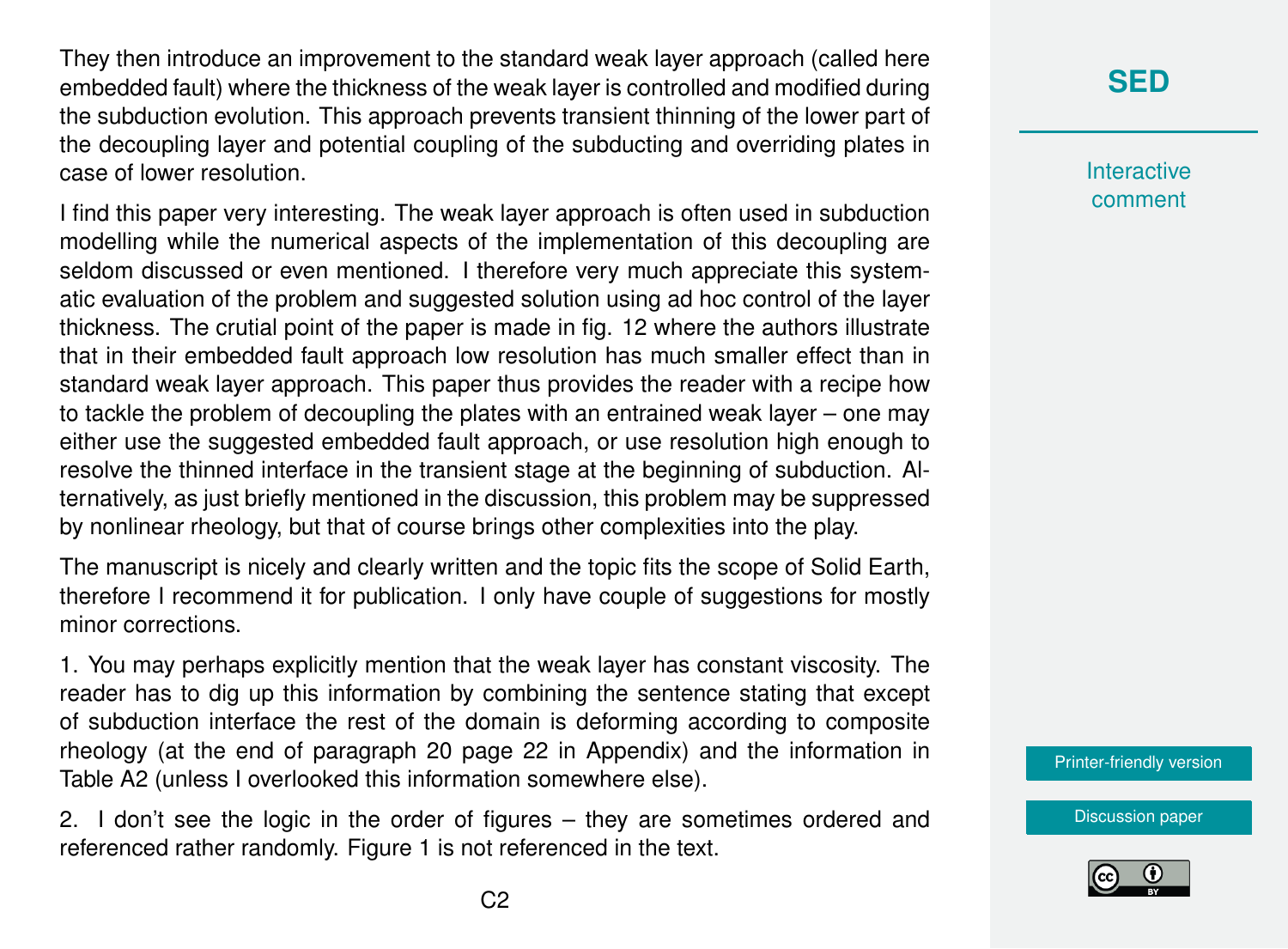They then introduce an improvement to the standard weak layer approach (called here embedded fault) where the thickness of the weak layer is controlled and modified during the subduction evolution. This approach prevents transient thinning of the lower part of the decoupling layer and potential coupling of the subducting and overriding plates in case of lower resolution.

I find this paper very interesting. The weak layer approach is often used in subduction modelling while the numerical aspects of the implementation of this decoupling are seldom discussed or even mentioned. I therefore very much appreciate this systematic evaluation of the problem and suggested solution using ad hoc control of the layer thickness. The crutial point of the paper is made in fig. 12 where the authors illustrate that in their embedded fault approach low resolution has much smaller effect than in standard weak layer approach. This paper thus provides the reader with a recipe how to tackle the problem of decoupling the plates with an entrained weak layer – one may either use the suggested embedded fault approach, or use resolution high enough to resolve the thinned interface in the transient stage at the beginning of subduction. Alternatively, as just briefly mentioned in the discussion, this problem may be suppressed by nonlinear rheology, but that of course brings other complexities into the play.

The manuscript is nicely and clearly written and the topic fits the scope of Solid Earth, therefore I recommend it for publication. I only have couple of suggestions for mostly minor corrections.

1. You may perhaps explicitly mention that the weak layer has constant viscosity. The reader has to dig up this information by combining the sentence stating that except of subduction interface the rest of the domain is deforming according to composite rheology (at the end of paragraph 20 page 22 in Appendix) and the information in Table A2 (unless I overlooked this information somewhere else).

2. I don't see the logic in the order of figures – they are sometimes ordered and referenced rather randomly. Figure 1 is not referenced in the text.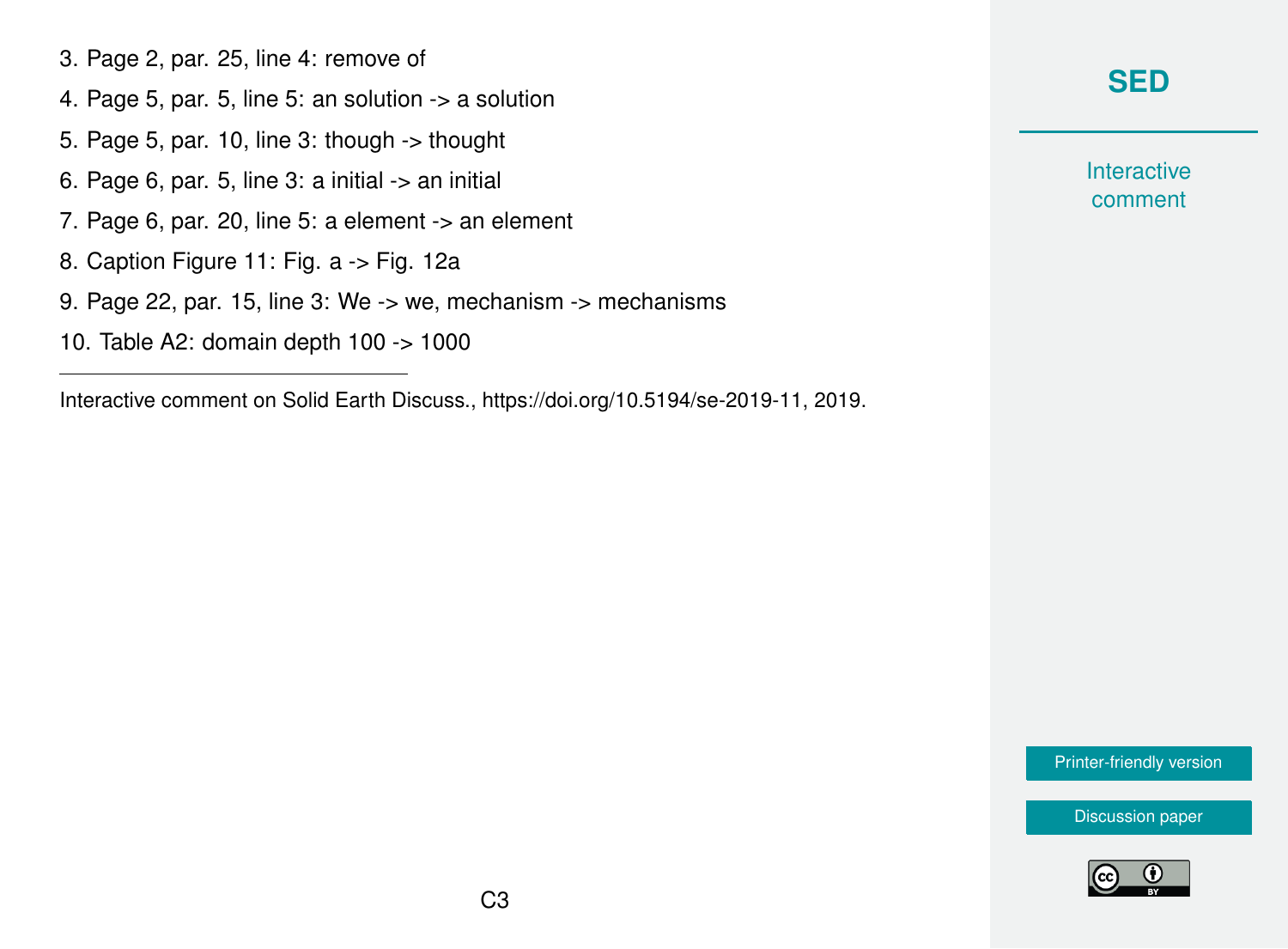3. Page 2, par. 25, line 4: remove of
4. Page 5, par. 5, line 5: an solution -> a solution
5. Page 5, par. 10, line 3: though -> thought
6. Page 6, par. 5, line 3: a initial -> an initial
7. Page 6, par. 20, line 5: a element -> an element
8. Caption Figure 11: Fig. a -> Fig. 12a
9. Page 22, par. 15, line 3: We -> we, mechanism -> mechanisms
10. Table A2: domain depth 100 -> 1000

---

Interactive comment on Solid Earth Discuss., https://doi.org/10.5194/se-2019-11, 2019.